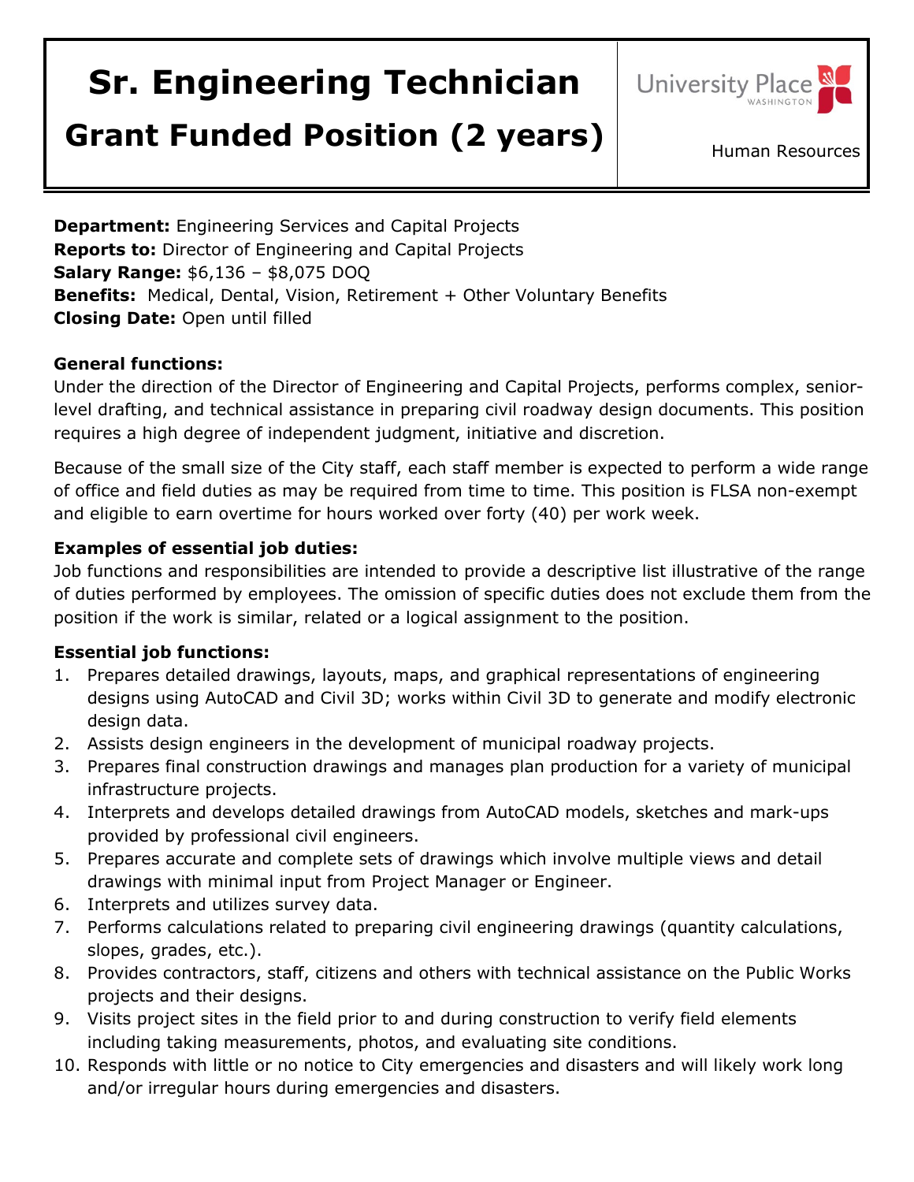# Sr. Engineering Technician

## Grant Funded Position (2 years)

University Place WASHINGTON

Human Resources

**Department:** Engineering Services and Capital Projects
**Reports to:** Director of Engineering and Capital Projects
**Salary Range:** $6,136 – $8,075 DOQ
**Benefits:** Medical, Dental, Vision, Retirement + Other Voluntary Benefits
**Closing Date:** Open until filled

**General functions:**

Under the direction of the Director of Engineering and Capital Projects, performs complex, senior-level drafting, and technical assistance in preparing civil roadway design documents. This position requires a high degree of independent judgment, initiative and discretion.

Because of the small size of the City staff, each staff member is expected to perform a wide range of office and field duties as may be required from time to time. This position is FLSA non-exempt and eligible to earn overtime for hours worked over forty (40) per work week.

**Examples of essential job duties:**

Job functions and responsibilities are intended to provide a descriptive list illustrative of the range of duties performed by employees. The omission of specific duties does not exclude them from the position if the work is similar, related or a logical assignment to the position.

**Essential job functions:**

1. Prepares detailed drawings, layouts, maps, and graphical representations of engineering designs using AutoCAD and Civil 3D; works within Civil 3D to generate and modify electronic design data.
2. Assists design engineers in the development of municipal roadway projects.
3. Prepares final construction drawings and manages plan production for a variety of municipal infrastructure projects.
4. Interprets and develops detailed drawings from AutoCAD models, sketches and mark-ups provided by professional civil engineers.
5. Prepares accurate and complete sets of drawings which involve multiple views and detail drawings with minimal input from Project Manager or Engineer.
6. Interprets and utilizes survey data.
7. Performs calculations related to preparing civil engineering drawings (quantity calculations, slopes, grades, etc.).
8. Provides contractors, staff, citizens and others with technical assistance on the Public Works projects and their designs.
9. Visits project sites in the field prior to and during construction to verify field elements including taking measurements, photos, and evaluating site conditions.
10. Responds with little or no notice to City emergencies and disasters and will likely work long and/or irregular hours during emergencies and disasters.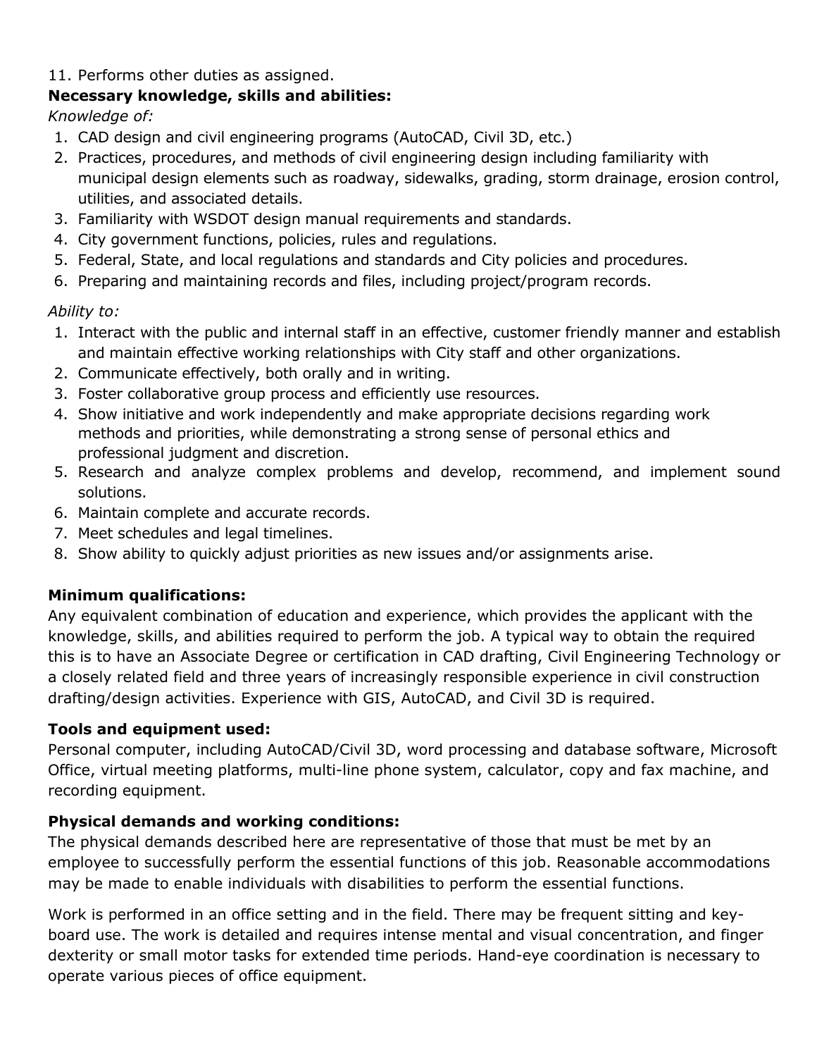11. Performs other duties as assigned.

**Necessary knowledge, skills and abilities:**

*Knowledge of:*

1. CAD design and civil engineering programs (AutoCAD, Civil 3D, etc.)
2. Practices, procedures, and methods of civil engineering design including familiarity with municipal design elements such as roadway, sidewalks, grading, storm drainage, erosion control, utilities, and associated details.
3. Familiarity with WSDOT design manual requirements and standards.
4. City government functions, policies, rules and regulations.
5. Federal, State, and local regulations and standards and City policies and procedures.
6. Preparing and maintaining records and files, including project/program records.

*Ability to:*

1. Interact with the public and internal staff in an effective, customer friendly manner and establish and maintain effective working relationships with City staff and other organizations.
2. Communicate effectively, both orally and in writing.
3. Foster collaborative group process and efficiently use resources.
4. Show initiative and work independently and make appropriate decisions regarding work methods and priorities, while demonstrating a strong sense of personal ethics and professional judgment and discretion.
5. Research and analyze complex problems and develop, recommend, and implement sound solutions.
6. Maintain complete and accurate records.
7. Meet schedules and legal timelines.
8. Show ability to quickly adjust priorities as new issues and/or assignments arise.

**Minimum qualifications:**

Any equivalent combination of education and experience, which provides the applicant with the knowledge, skills, and abilities required to perform the job. A typical way to obtain the required this is to have an Associate Degree or certification in CAD drafting, Civil Engineering Technology or a closely related field and three years of increasingly responsible experience in civil construction drafting/design activities. Experience with GIS, AutoCAD, and Civil 3D is required.

**Tools and equipment used:**

Personal computer, including AutoCAD/Civil 3D, word processing and database software, Microsoft Office, virtual meeting platforms, multi-line phone system, calculator, copy and fax machine, and recording equipment.

**Physical demands and working conditions:**

The physical demands described here are representative of those that must be met by an employee to successfully perform the essential functions of this job. Reasonable accommodations may be made to enable individuals with disabilities to perform the essential functions.

Work is performed in an office setting and in the field. There may be frequent sitting and key-board use. The work is detailed and requires intense mental and visual concentration, and finger dexterity or small motor tasks for extended time periods. Hand-eye coordination is necessary to operate various pieces of office equipment.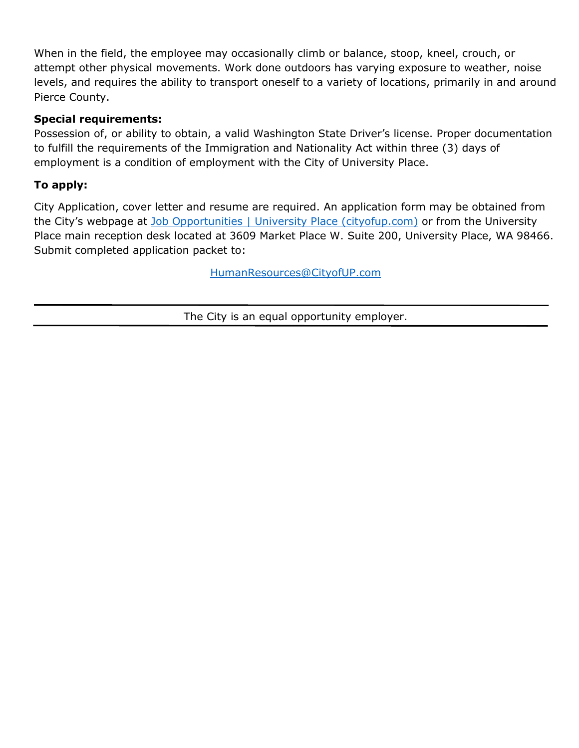When in the field, the employee may occasionally climb or balance, stoop, kneel, crouch, or attempt other physical movements. Work done outdoors has varying exposure to weather, noise levels, and requires the ability to transport oneself to a variety of locations, primarily in and around Pierce County.

**Special requirements:**
Possession of, or ability to obtain, a valid Washington State Driver's license. Proper documentation to fulfill the requirements of the Immigration and Nationality Act within three (3) days of employment is a condition of employment with the City of University Place.

**To apply:**

City Application, cover letter and resume are required. An application form may be obtained from the City's webpage at [Job Opportunities | University Place (cityofup.com)] or from the University Place main reception desk located at 3609 Market Place W. Suite 200, University Place, WA 98466. Submit completed application packet to:

HumanResources@CityofUP.com

---

The City is an equal opportunity employer.

---